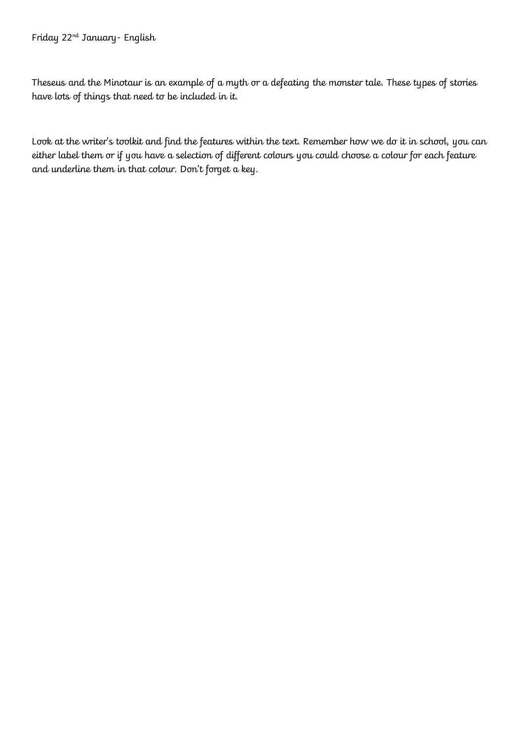Friday 22nd January- English

Theseus and the Minotaur is an example of a myth or a defeating the monster tale. These types of stories have lots of things that need to be included in it.

Look at the writer's toolkit and find the features within the text. Remember how we do it in school, you can either label them or if you have a selection of different colours you could choose a colour for each feature and underline them in that colour. Don't forget a key.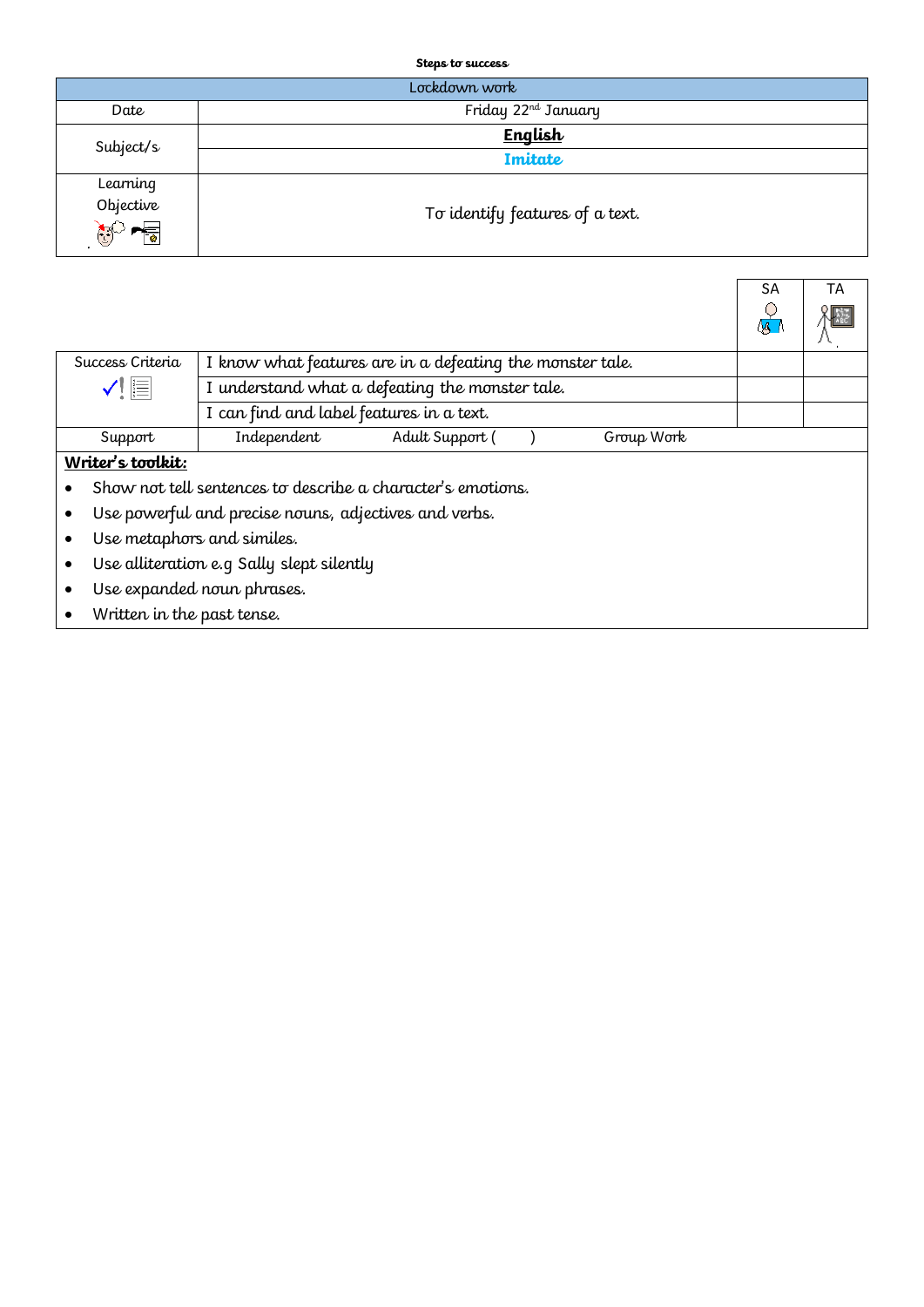**Steps to success**

| Lockdown work | |
|---|---|
| Date | Friday 22nd January |
| Subject/s | **English** |
| | **Imitate** |
| Learning Objective | To identify features of a text. |

| | | SA | TA |
|---|---|---|---|
| Success Criteria | I know what features are in a defeating the monster tale. | | |
| | I understand what a defeating the monster tale. | | |
| | I can find and label features in a text. | | |
| Support | Independent Adult Support ( ) Group Work | | |

**Writer's toolkit:**

- Show not tell sentences to describe a character's emotions.
- Use powerful and precise nouns, adjectives and verbs.
- Use metaphors and similes.
- Use alliteration e.g Sally slept silently
- Use expanded noun phrases.
- Written in the past tense.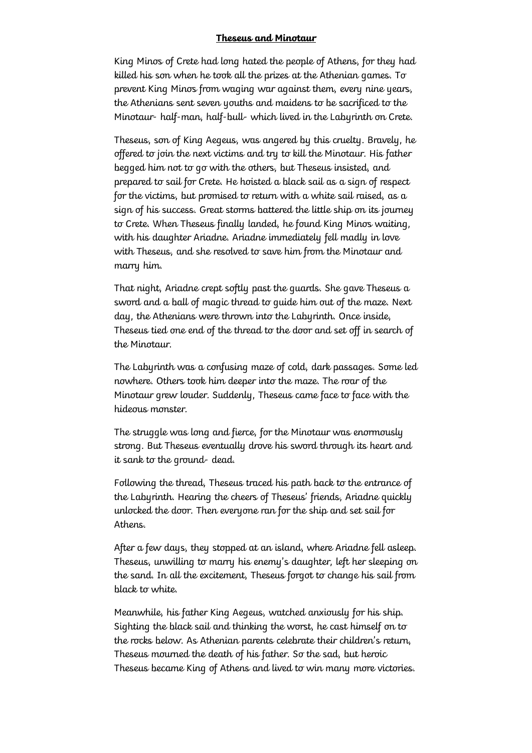# **Theseus and Minotaur**

King Minos of Crete had long hated the people of Athens, for they had killed his son when he took all the prizes at the Athenian games. To prevent King Minos from waging war against them, every nine years, the Athenians sent seven youths and maidens to be sacrificed to the Minotaur- half-man, half-bull- which lived in the Labyrinth on Crete.

Theseus, son of King Aegeus, was angered by this cruelty. Bravely, he offered to join the next victims and try to kill the Minotaur. His father begged him not to go with the others, but Theseus insisted, and prepared to sail for Crete. He hoisted a black sail as a sign of respect for the victims, but promised to return with a white sail raised, as a sign of his success. Great storms battered the little ship on its journey to Crete. When Theseus finally landed, he found King Minos waiting, with his daughter Ariadne. Ariadne immediately fell madly in love with Theseus, and she resolved to save him from the Minotaur and marry him.

That night, Ariadne crept softly past the guards. She gave Theseus a sword and a ball of magic thread to guide him out of the maze. Next day, the Athenians were thrown into the Labyrinth. Once inside, Theseus tied one end of the thread to the door and set off in search of the Minotaur.

The Labyrinth was a confusing maze of cold, dark passages. Some led nowhere. Others took him deeper into the maze. The roar of the Minotaur grew louder. Suddenly, Theseus came face to face with the hideous monster.

The struggle was long and fierce, for the Minotaur was enormously strong. But Theseus eventually drove his sword through its heart and it sank to the ground- dead.

Following the thread, Theseus traced his path back to the entrance of the Labyrinth. Hearing the cheers of Theseus' friends, Ariadne quickly unlocked the door. Then everyone ran for the ship and set sail for Athens.

After a few days, they stopped at an island, where Ariadne fell asleep. Theseus, unwilling to marry his enemy's daughter, left her sleeping on the sand. In all the excitement, Theseus forgot to change his sail from black to white.

Meanwhile, his father King Aegeus, watched anxiously for his ship. Sighting the black sail and thinking the worst, he cast himself on to the rocks below. As Athenian parents celebrate their children's return, Theseus mourned the death of his father. So the sad, but heroic Theseus became King of Athens and lived to win many more victories.